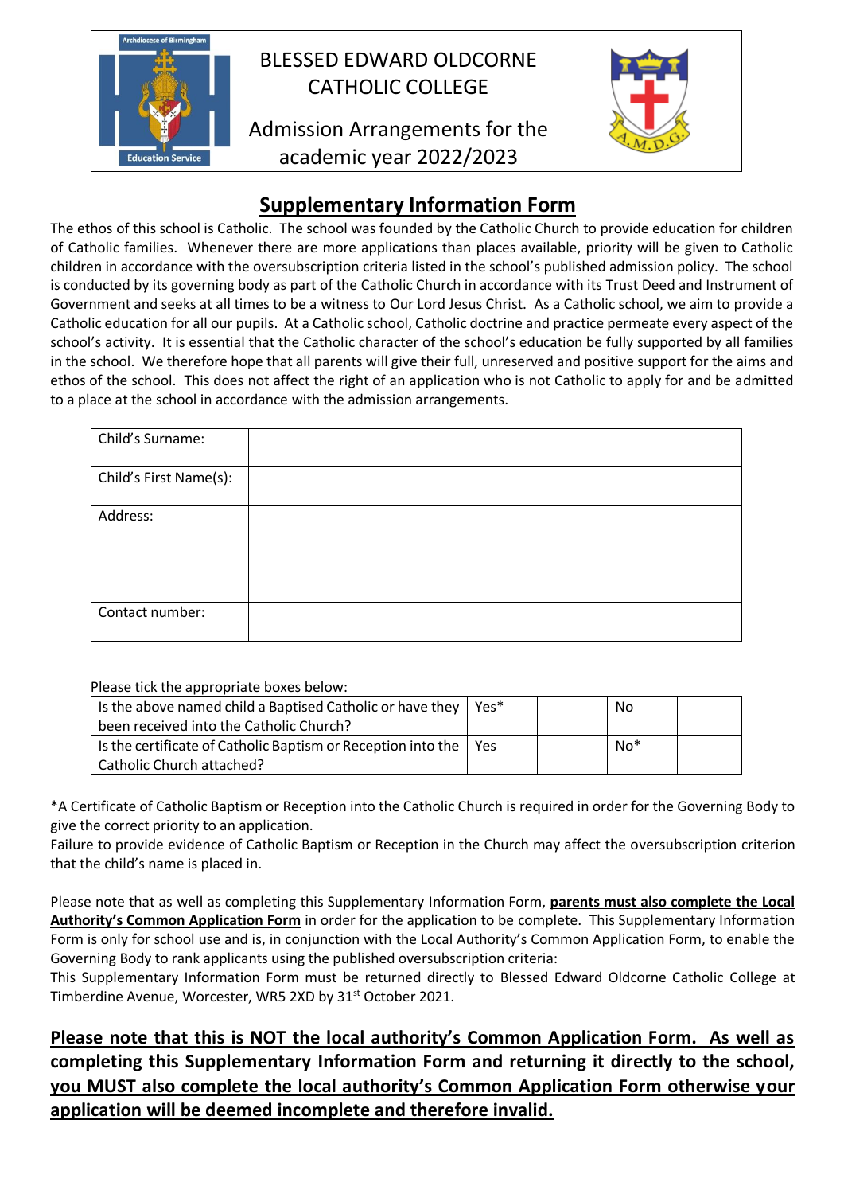BLESSED EDWARD OLDCORNE CATHOLIC COLLEGE

Admission Arrangements for the academic year 2022/2023

## Supplementary Information Form

The ethos of this school is Catholic. The school was founded by the Catholic Church to provide education for children of Catholic families. Whenever there are more applications than places available, priority will be given to Catholic children in accordance with the oversubscription criteria listed in the school's published admission policy. The school is conducted by its governing body as part of the Catholic Church in accordance with its Trust Deed and Instrument of Government and seeks at all times to be a witness to Our Lord Jesus Christ. As a Catholic school, we aim to provide a Catholic education for all our pupils. At a Catholic school, Catholic doctrine and practice permeate every aspect of the school's activity. It is essential that the Catholic character of the school's education be fully supported by all families in the school. We therefore hope that all parents will give their full, unreserved and positive support for the aims and ethos of the school. This does not affect the right of an application who is not Catholic to apply for and be admitted to a place at the school in accordance with the admission arrangements.

| | |
|---|---|
| Child's Surname: | |
| Child's First Name(s): | |
| Address: | |
| Contact number: | |

Please tick the appropriate boxes below:

| | | | | |
|---|---|---|---|---|
| Is the above named child a Baptised Catholic or have they been received into the Catholic Church? | Yes* | | No | |
| Is the certificate of Catholic Baptism or Reception into the Catholic Church attached? | Yes | | No* | |

*A Certificate of Catholic Baptism or Reception into the Catholic Church is required in order for the Governing Body to give the correct priority to an application.
Failure to provide evidence of Catholic Baptism or Reception in the Church may affect the oversubscription criterion that the child's name is placed in.

Please note that as well as completing this Supplementary Information Form, **parents must also complete the Local Authority's Common Application Form** in order for the application to be complete. This Supplementary Information Form is only for school use and is, in conjunction with the Local Authority's Common Application Form, to enable the Governing Body to rank applicants using the published oversubscription criteria:
This Supplementary Information Form must be returned directly to Blessed Edward Oldcorne Catholic College at Timberdine Avenue, Worcester, WR5 2XD by 31st October 2021.

**Please note that this is NOT the local authority's Common Application Form. As well as completing this Supplementary Information Form and returning it directly to the school, you MUST also complete the local authority's Common Application Form otherwise your application will be deemed incomplete and therefore invalid.**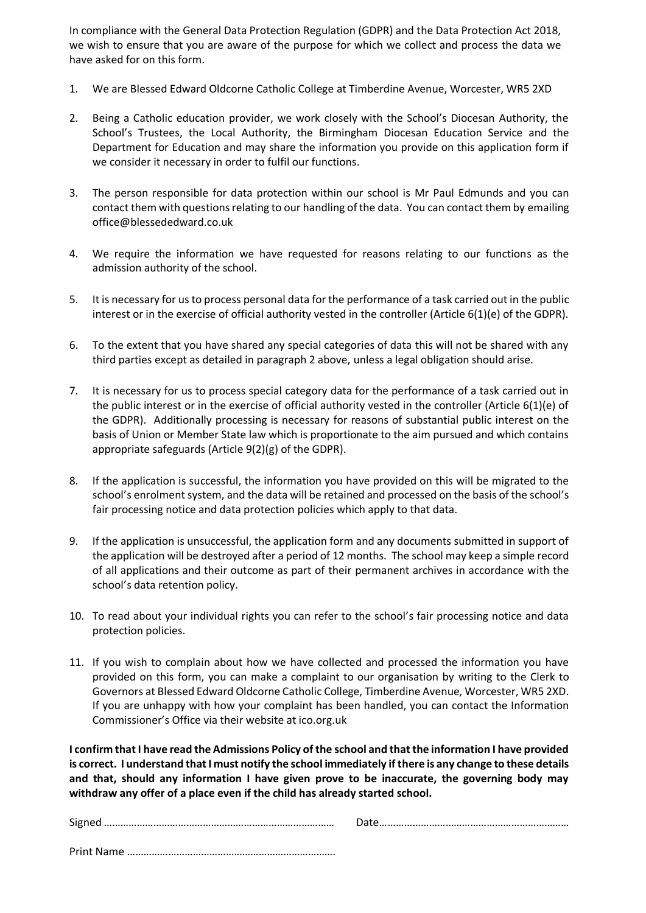In compliance with the General Data Protection Regulation (GDPR) and the Data Protection Act 2018, we wish to ensure that you are aware of the purpose for which we collect and process the data we have asked for on this form.

1. We are Blessed Edward Oldcorne Catholic College at Timberdine Avenue, Worcester, WR5 2XD

2. Being a Catholic education provider, we work closely with the School's Diocesan Authority, the School's Trustees, the Local Authority, the Birmingham Diocesan Education Service and the Department for Education and may share the information you provide on this application form if we consider it necessary in order to fulfil our functions.

3. The person responsible for data protection within our school is Mr Paul Edmunds and you can contact them with questions relating to our handling of the data. You can contact them by emailing office@blessededward.co.uk

4. We require the information we have requested for reasons relating to our functions as the admission authority of the school.

5. It is necessary for us to process personal data for the performance of a task carried out in the public interest or in the exercise of official authority vested in the controller (Article 6(1)(e) of the GDPR).

6. To the extent that you have shared any special categories of data this will not be shared with any third parties except as detailed in paragraph 2 above, unless a legal obligation should arise.

7. It is necessary for us to process special category data for the performance of a task carried out in the public interest or in the exercise of official authority vested in the controller (Article 6(1)(e) of the GDPR). Additionally processing is necessary for reasons of substantial public interest on the basis of Union or Member State law which is proportionate to the aim pursued and which contains appropriate safeguards (Article 9(2)(g) of the GDPR).

8. If the application is successful, the information you have provided on this will be migrated to the school's enrolment system, and the data will be retained and processed on the basis of the school's fair processing notice and data protection policies which apply to that data.

9. If the application is unsuccessful, the application form and any documents submitted in support of the application will be destroyed after a period of 12 months. The school may keep a simple record of all applications and their outcome as part of their permanent archives in accordance with the school's data retention policy.

10. To read about your individual rights you can refer to the school's fair processing notice and data protection policies.

11. If you wish to complain about how we have collected and processed the information you have provided on this form, you can make a complaint to our organisation by writing to the Clerk to Governors at Blessed Edward Oldcorne Catholic College, Timberdine Avenue, Worcester, WR5 2XD. If you are unhappy with how your complaint has been handled, you can contact the Information Commissioner's Office via their website at ico.org.uk

**I confirm that I have read the Admissions Policy of the school and that the information I have provided is correct. I understand that I must notify the school immediately if there is any change to these details and that, should any information I have given prove to be inaccurate, the governing body may withdraw any offer of a place even if the child has already started school.**

Signed ………………………………………………………………………… Date…………………………………………………………

Print Name ………………………………………………………………….